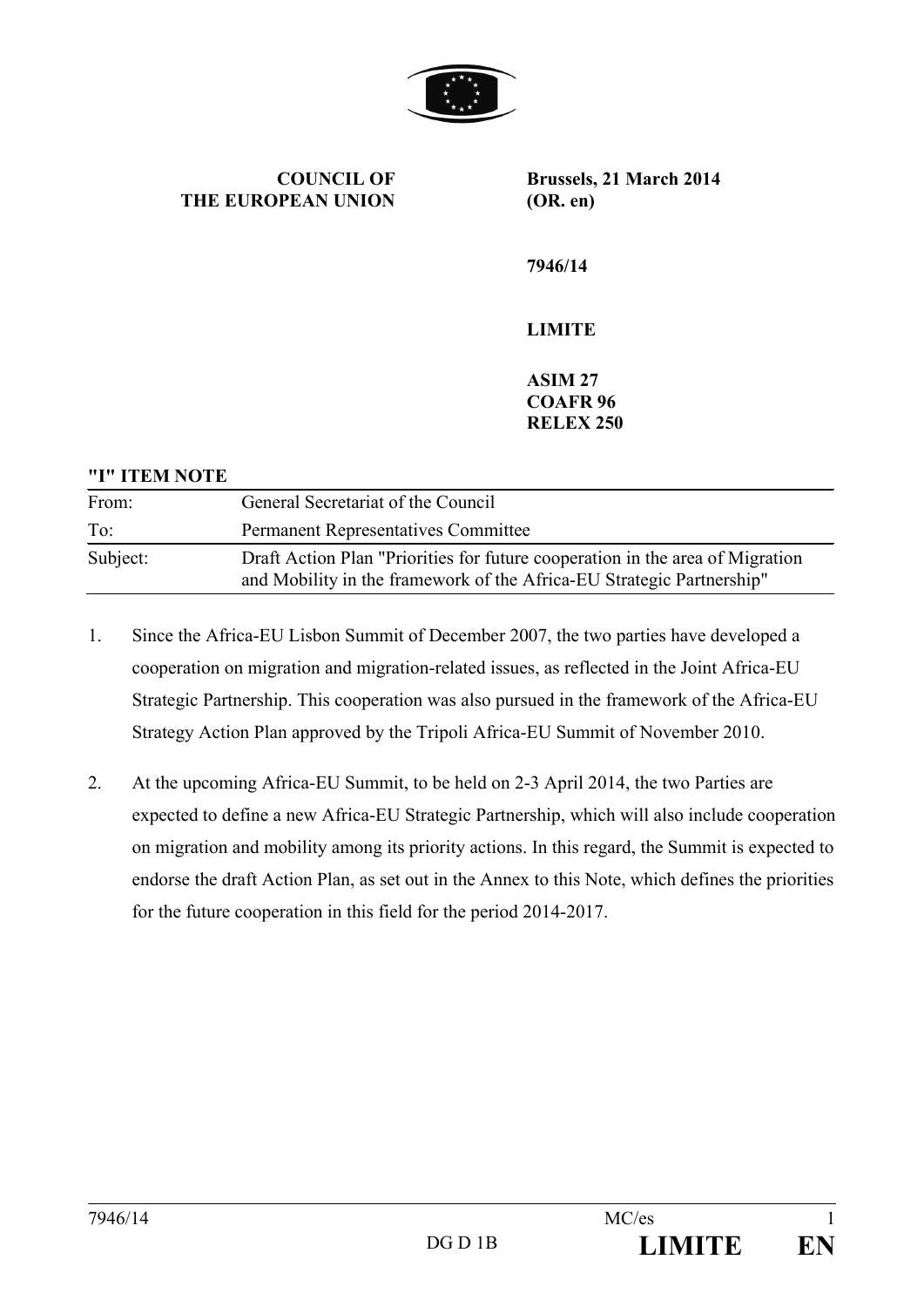**COUNCIL OF THE EUROPEAN UNION**

**Brussels, 21 March 2014 (OR. en)**

**7946/14**

**LIMITE**

**ASIM 27**
**COAFR 96**
**RELEX 250**

**"I" ITEM NOTE**

| | |
|---|---|
| From: | General Secretariat of the Council |
| To: | Permanent Representatives Committee |
| Subject: | Draft Action Plan "Priorities for future cooperation in the area of Migration and Mobility in the framework of the Africa-EU Strategic Partnership" |

1. Since the Africa-EU Lisbon Summit of December 2007, the two parties have developed a cooperation on migration and migration-related issues, as reflected in the Joint Africa-EU Strategic Partnership. This cooperation was also pursued in the framework of the Africa-EU Strategy Action Plan approved by the Tripoli Africa-EU Summit of November 2010.

2. At the upcoming Africa-EU Summit, to be held on 2-3 April 2014, the two Parties are expected to define a new Africa-EU Strategic Partnership, which will also include cooperation on migration and mobility among its priority actions. In this regard, the Summit is expected to endorse the draft Action Plan, as set out in the Annex to this Note, which defines the priorities for the future cooperation in this field for the period 2014-2017.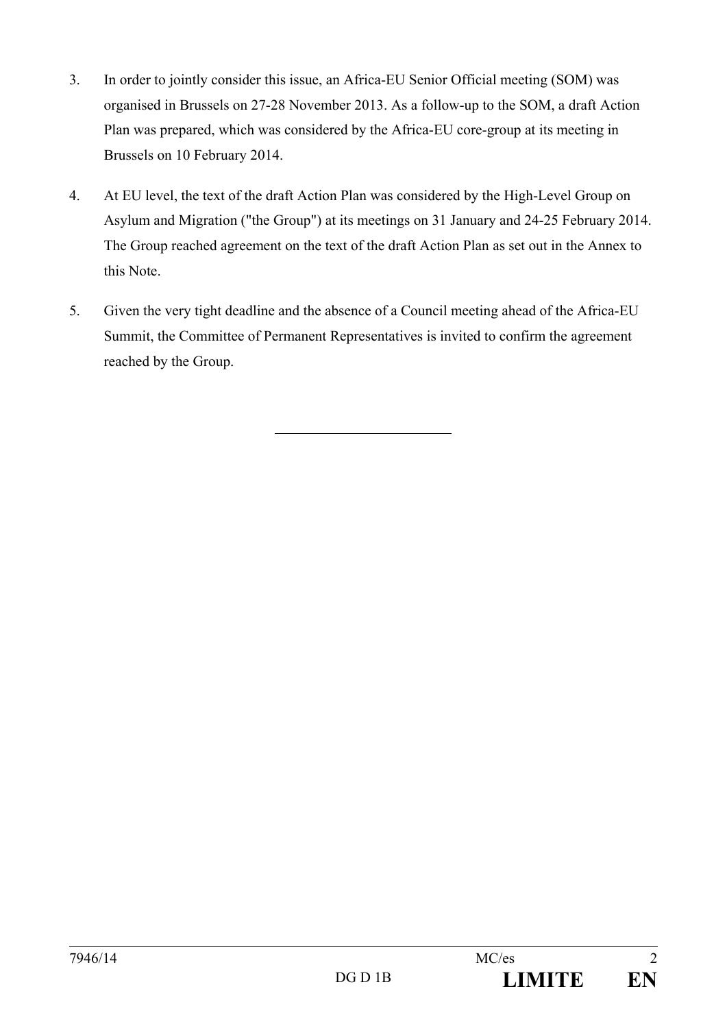3. In order to jointly consider this issue, an Africa-EU Senior Official meeting (SOM) was organised in Brussels on 27-28 November 2013. As a follow-up to the SOM, a draft Action Plan was prepared, which was considered by the Africa-EU core-group at its meeting in Brussels on 10 February 2014.

4. At EU level, the text of the draft Action Plan was considered by the High-Level Group on Asylum and Migration ("the Group") at its meetings on 31 January and 24-25 February 2014. The Group reached agreement on the text of the draft Action Plan as set out in the Annex to this Note.

5. Given the very tight deadline and the absence of a Council meeting ahead of the Africa-EU Summit, the Committee of Permanent Representatives is invited to confirm the agreement reached by the Group.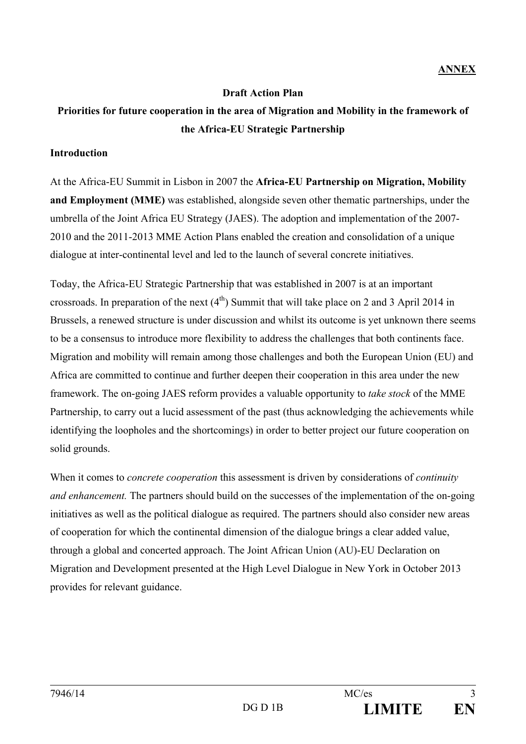**ANNEX**

**Draft Action Plan**

**Priorities for future cooperation in the area of Migration and Mobility in the framework of the Africa-EU Strategic Partnership**

**Introduction**

At the Africa-EU Summit in Lisbon in 2007 the **Africa-EU Partnership on Migration, Mobility and Employment (MME)** was established, alongside seven other thematic partnerships, under the umbrella of the Joint Africa EU Strategy (JAES). The adoption and implementation of the 2007-2010 and the 2011-2013 MME Action Plans enabled the creation and consolidation of a unique dialogue at inter-continental level and led to the launch of several concrete initiatives.

Today, the Africa-EU Strategic Partnership that was established in 2007 is at an important crossroads. In preparation of the next (4th) Summit that will take place on 2 and 3 April 2014 in Brussels, a renewed structure is under discussion and whilst its outcome is yet unknown there seems to be a consensus to introduce more flexibility to address the challenges that both continents face. Migration and mobility will remain among those challenges and both the European Union (EU) and Africa are committed to continue and further deepen their cooperation in this area under the new framework. The on-going JAES reform provides a valuable opportunity to *take stock* of the MME Partnership, to carry out a lucid assessment of the past (thus acknowledging the achievements while identifying the loopholes and the shortcomings) in order to better project our future cooperation on solid grounds.

When it comes to *concrete cooperation* this assessment is driven by considerations of *continuity and enhancement.* The partners should build on the successes of the implementation of the on-going initiatives as well as the political dialogue as required. The partners should also consider new areas of cooperation for which the continental dimension of the dialogue brings a clear added value, through a global and concerted approach. The Joint African Union (AU)-EU Declaration on Migration and Development presented at the High Level Dialogue in New York in October 2013 provides for relevant guidance.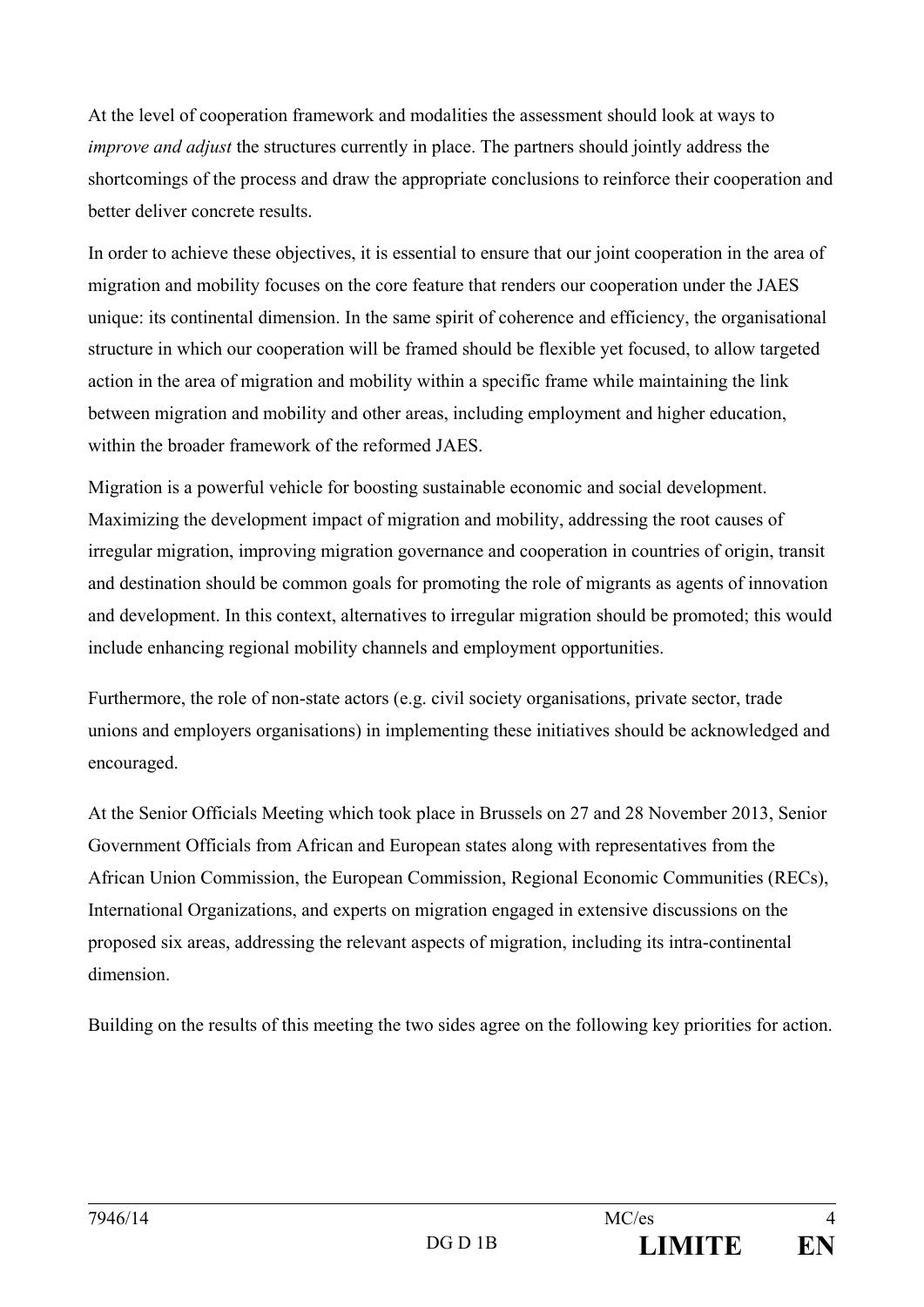At the level of cooperation framework and modalities the assessment should look at ways to *improve and adjust* the structures currently in place. The partners should jointly address the shortcomings of the process and draw the appropriate conclusions to reinforce their cooperation and better deliver concrete results.

In order to achieve these objectives, it is essential to ensure that our joint cooperation in the area of migration and mobility focuses on the core feature that renders our cooperation under the JAES unique: its continental dimension. In the same spirit of coherence and efficiency, the organisational structure in which our cooperation will be framed should be flexible yet focused, to allow targeted action in the area of migration and mobility within a specific frame while maintaining the link between migration and mobility and other areas, including employment and higher education, within the broader framework of the reformed JAES.

Migration is a powerful vehicle for boosting sustainable economic and social development. Maximizing the development impact of migration and mobility, addressing the root causes of irregular migration, improving migration governance and cooperation in countries of origin, transit and destination should be common goals for promoting the role of migrants as agents of innovation and development. In this context, alternatives to irregular migration should be promoted; this would include enhancing regional mobility channels and employment opportunities.

Furthermore, the role of non-state actors (e.g. civil society organisations, private sector, trade unions and employers organisations) in implementing these initiatives should be acknowledged and encouraged.

At the Senior Officials Meeting which took place in Brussels on 27 and 28 November 2013, Senior Government Officials from African and European states along with representatives from the African Union Commission, the European Commission, Regional Economic Communities (RECs), International Organizations, and experts on migration engaged in extensive discussions on the proposed six areas, addressing the relevant aspects of migration, including its intra-continental dimension.

Building on the results of this meeting the two sides agree on the following key priorities for action.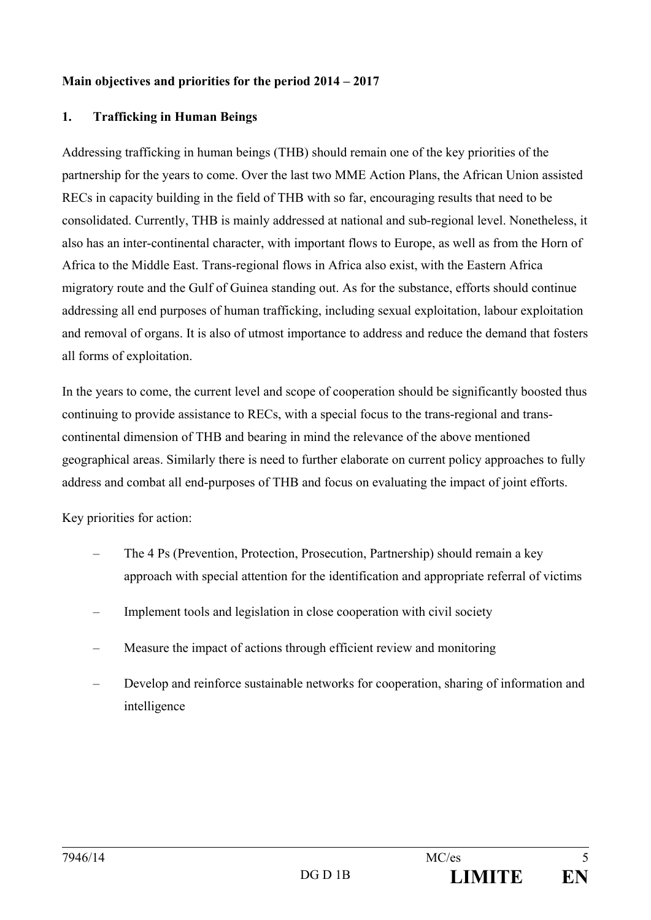**Main objectives and priorities for the period 2014 – 2017**

**1. Trafficking in Human Beings**

Addressing trafficking in human beings (THB) should remain one of the key priorities of the partnership for the years to come. Over the last two MME Action Plans, the African Union assisted RECs in capacity building in the field of THB with so far, encouraging results that need to be consolidated. Currently, THB is mainly addressed at national and sub-regional level. Nonetheless, it also has an inter-continental character, with important flows to Europe, as well as from the Horn of Africa to the Middle East. Trans-regional flows in Africa also exist, with the Eastern Africa migratory route and the Gulf of Guinea standing out. As for the substance, efforts should continue addressing all end purposes of human trafficking, including sexual exploitation, labour exploitation and removal of organs. It is also of utmost importance to address and reduce the demand that fosters all forms of exploitation.

In the years to come, the current level and scope of cooperation should be significantly boosted thus continuing to provide assistance to RECs, with a special focus to the trans-regional and trans-continental dimension of THB and bearing in mind the relevance of the above mentioned geographical areas. Similarly there is need to further elaborate on current policy approaches to fully address and combat all end-purposes of THB and focus on evaluating the impact of joint efforts.

Key priorities for action:

- The 4 Ps (Prevention, Protection, Prosecution, Partnership) should remain a key approach with special attention for the identification and appropriate referral of victims
- Implement tools and legislation in close cooperation with civil society
- Measure the impact of actions through efficient review and monitoring
- Develop and reinforce sustainable networks for cooperation, sharing of information and intelligence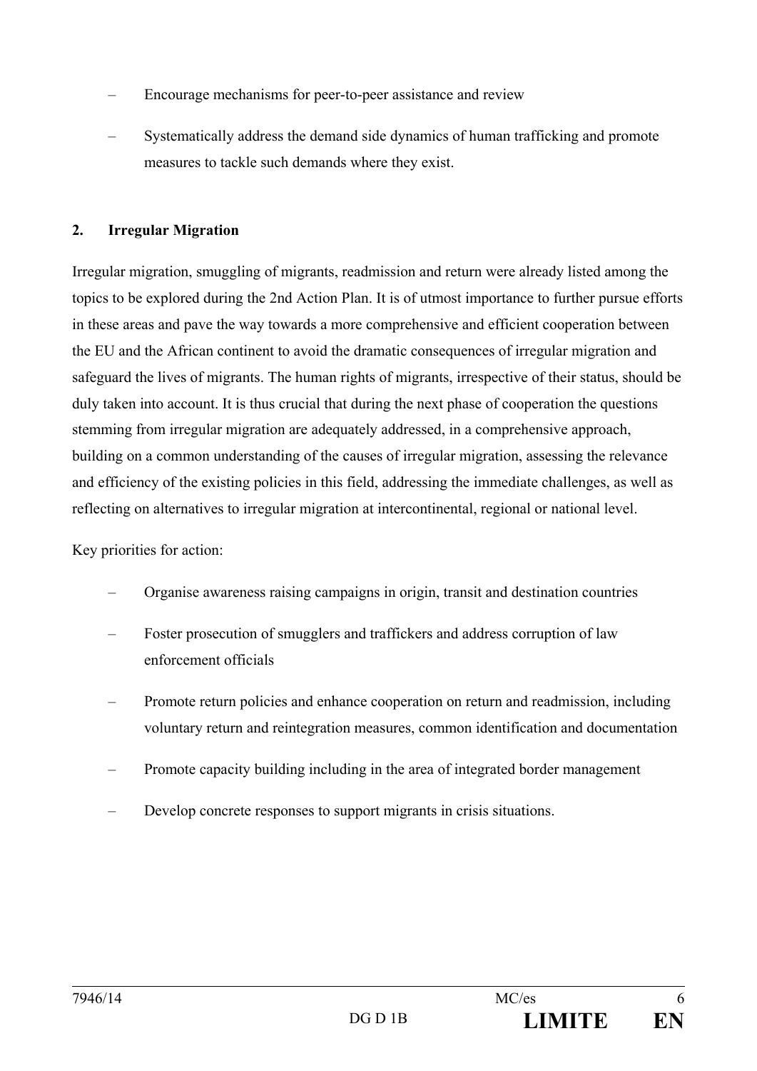- Encourage mechanisms for peer-to-peer assistance and review
- Systematically address the demand side dynamics of human trafficking and promote measures to tackle such demands where they exist.

## 2. Irregular Migration

Irregular migration, smuggling of migrants, readmission and return were already listed among the topics to be explored during the 2nd Action Plan. It is of utmost importance to further pursue efforts in these areas and pave the way towards a more comprehensive and efficient cooperation between the EU and the African continent to avoid the dramatic consequences of irregular migration and safeguard the lives of migrants. The human rights of migrants, irrespective of their status, should be duly taken into account. It is thus crucial that during the next phase of cooperation the questions stemming from irregular migration are adequately addressed, in a comprehensive approach, building on a common understanding of the causes of irregular migration, assessing the relevance and efficiency of the existing policies in this field, addressing the immediate challenges, as well as reflecting on alternatives to irregular migration at intercontinental, regional or national level.

Key priorities for action:

- Organise awareness raising campaigns in origin, transit and destination countries
- Foster prosecution of smugglers and traffickers and address corruption of law enforcement officials
- Promote return policies and enhance cooperation on return and readmission, including voluntary return and reintegration measures, common identification and documentation
- Promote capacity building including in the area of integrated border management
- Develop concrete responses to support migrants in crisis situations.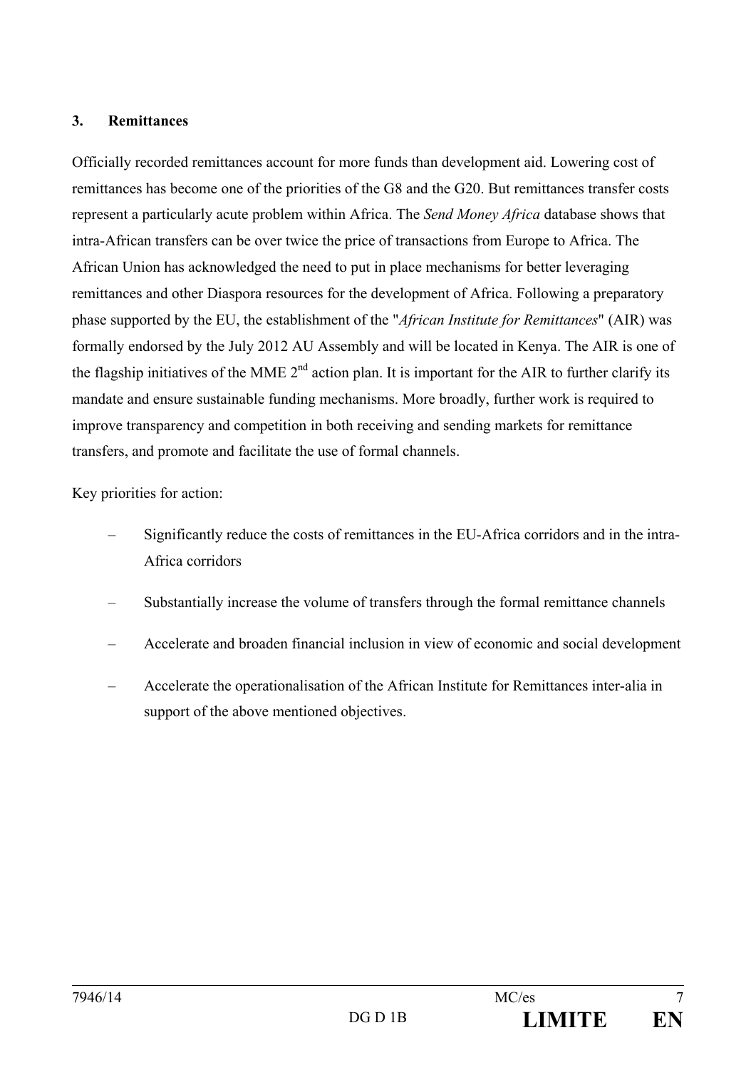### 3. Remittances

Officially recorded remittances account for more funds than development aid. Lowering cost of remittances has become one of the priorities of the G8 and the G20. But remittances transfer costs represent a particularly acute problem within Africa. The *Send Money Africa* database shows that intra-African transfers can be over twice the price of transactions from Europe to Africa. The African Union has acknowledged the need to put in place mechanisms for better leveraging remittances and other Diaspora resources for the development of Africa. Following a preparatory phase supported by the EU, the establishment of the "*African Institute for Remittances*" (AIR) was formally endorsed by the July 2012 AU Assembly and will be located in Kenya. The AIR is one of the flagship initiatives of the MME 2nd action plan. It is important for the AIR to further clarify its mandate and ensure sustainable funding mechanisms. More broadly, further work is required to improve transparency and competition in both receiving and sending markets for remittance transfers, and promote and facilitate the use of formal channels.

Key priorities for action:

– Significantly reduce the costs of remittances in the EU-Africa corridors and in the intra-Africa corridors

– Substantially increase the volume of transfers through the formal remittance channels

– Accelerate and broaden financial inclusion in view of economic and social development

– Accelerate the operationalisation of the African Institute for Remittances inter-alia in support of the above mentioned objectives.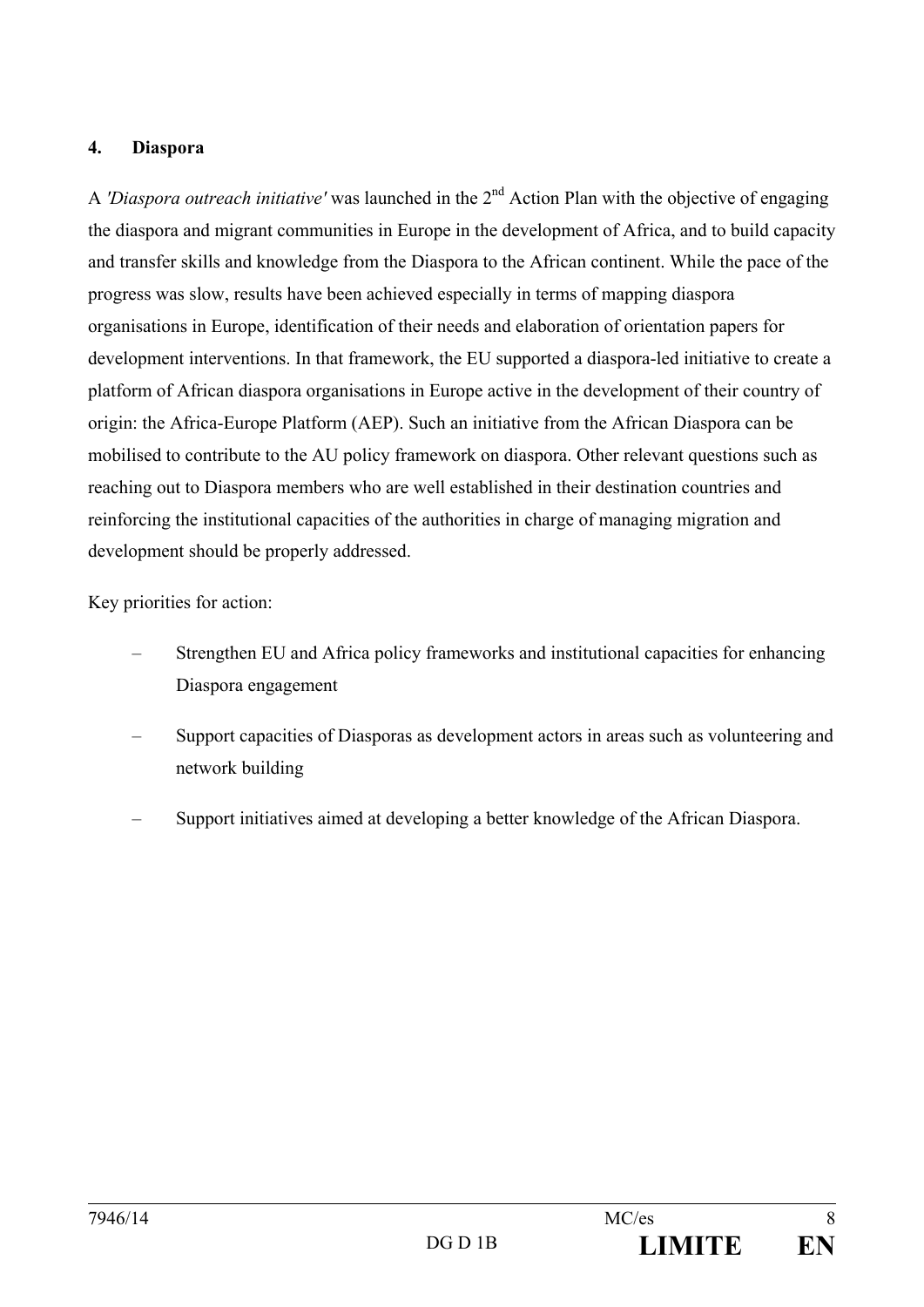#### 4. Diapora

A *'Diaspora outreach initiative'* was launched in the 2nd Action Plan with the objective of engaging the diaspora and migrant communities in Europe in the development of Africa, and to build capacity and transfer skills and knowledge from the Diaspora to the African continent. While the pace of the progress was slow, results have been achieved especially in terms of mapping diaspora organisations in Europe, identification of their needs and elaboration of orientation papers for development interventions. In that framework, the EU supported a diaspora-led initiative to create a platform of African diaspora organisations in Europe active in the development of their country of origin: the Africa-Europe Platform (AEP). Such an initiative from the African Diaspora can be mobilised to contribute to the AU policy framework on diaspora. Other relevant questions such as reaching out to Diaspora members who are well established in their destination countries and reinforcing the institutional capacities of the authorities in charge of managing migration and development should be properly addressed.

Key priorities for action:

– Strengthen EU and Africa policy frameworks and institutional capacities for enhancing Diaspora engagement

– Support capacities of Diasporas as development actors in areas such as volunteering and network building

– Support initiatives aimed at developing a better knowledge of the African Diaspora.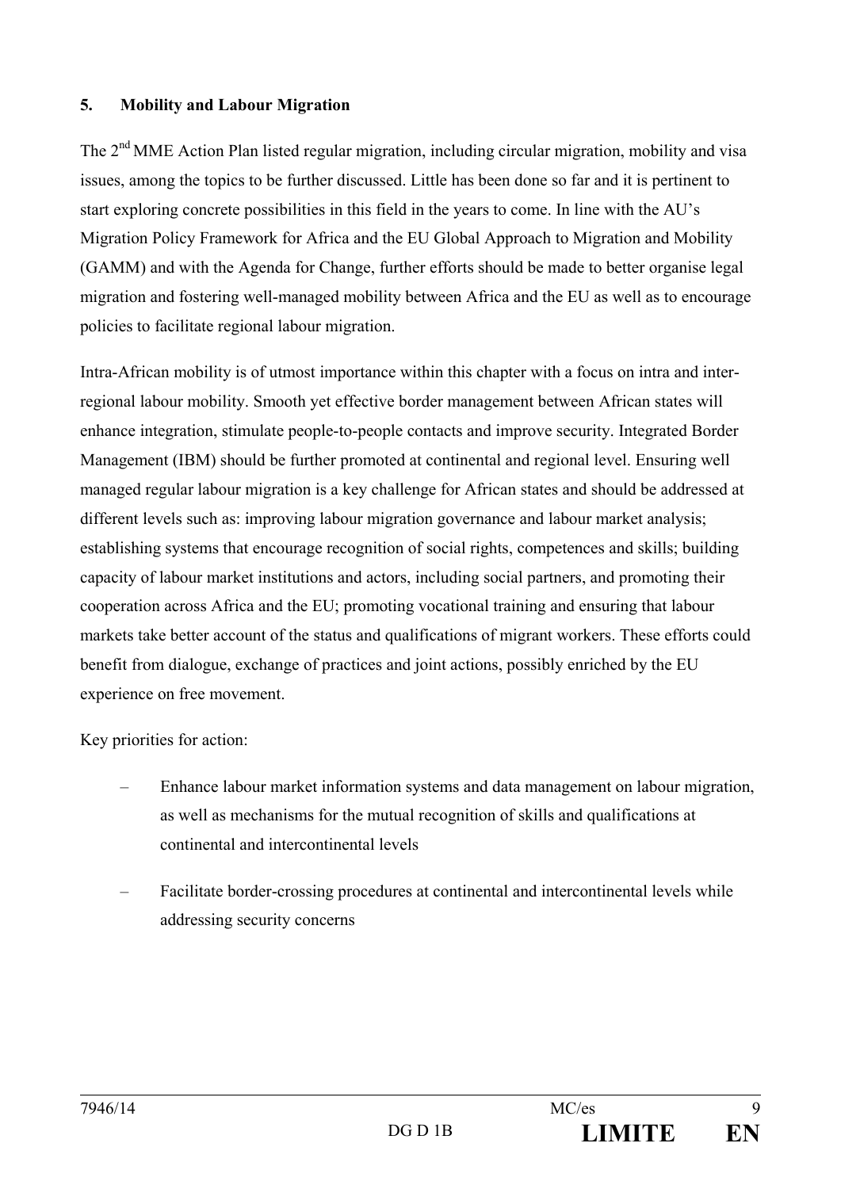## 5. Mobility and Labour Migration

The 2nd MME Action Plan listed regular migration, including circular migration, mobility and visa issues, among the topics to be further discussed. Little has been done so far and it is pertinent to start exploring concrete possibilities in this field in the years to come. In line with the AU's Migration Policy Framework for Africa and the EU Global Approach to Migration and Mobility (GAMM) and with the Agenda for Change, further efforts should be made to better organise legal migration and fostering well-managed mobility between Africa and the EU as well as to encourage policies to facilitate regional labour migration.

Intra-African mobility is of utmost importance within this chapter with a focus on intra and inter-regional labour mobility. Smooth yet effective border management between African states will enhance integration, stimulate people-to-people contacts and improve security. Integrated Border Management (IBM) should be further promoted at continental and regional level. Ensuring well managed regular labour migration is a key challenge for African states and should be addressed at different levels such as: improving labour migration governance and labour market analysis; establishing systems that encourage recognition of social rights, competences and skills; building capacity of labour market institutions and actors, including social partners, and promoting their cooperation across Africa and the EU; promoting vocational training and ensuring that labour markets take better account of the status and qualifications of migrant workers. These efforts could benefit from dialogue, exchange of practices and joint actions, possibly enriched by the EU experience on free movement.

Key priorities for action:

– Enhance labour market information systems and data management on labour migration, as well as mechanisms for the mutual recognition of skills and qualifications at continental and intercontinental levels

– Facilitate border-crossing procedures at continental and intercontinental levels while addressing security concerns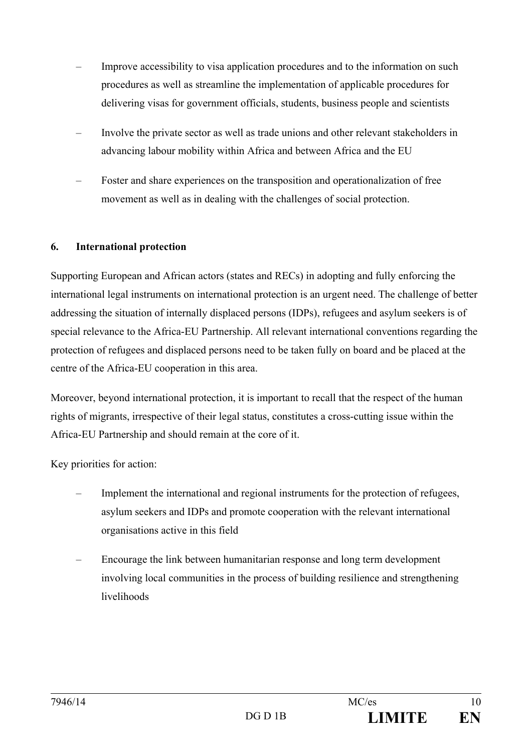- Improve accessibility to visa application procedures and to the information on such procedures as well as streamline the implementation of applicable procedures for delivering visas for government officials, students, business people and scientists
- Involve the private sector as well as trade unions and other relevant stakeholders in advancing labour mobility within Africa and between Africa and the EU
- Foster and share experiences on the transposition and operationalization of free movement as well as in dealing with the challenges of social protection.

**6. International protection**

Supporting European and African actors (states and RECs) in adopting and fully enforcing the international legal instruments on international protection is an urgent need. The challenge of better addressing the situation of internally displaced persons (IDPs), refugees and asylum seekers is of special relevance to the Africa-EU Partnership. All relevant international conventions regarding the protection of refugees and displaced persons need to be taken fully on board and be placed at the centre of the Africa-EU cooperation in this area.

Moreover, beyond international protection, it is important to recall that the respect of the human rights of migrants, irrespective of their legal status, constitutes a cross-cutting issue within the Africa-EU Partnership and should remain at the core of it.

Key priorities for action:

- Implement the international and regional instruments for the protection of refugees, asylum seekers and IDPs and promote cooperation with the relevant international organisations active in this field
- Encourage the link between humanitarian response and long term development involving local communities in the process of building resilience and strengthening livelihoods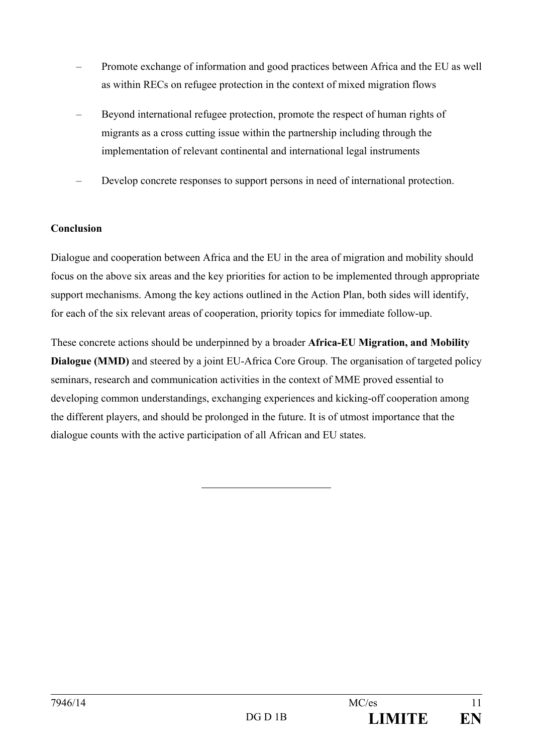- Promote exchange of information and good practices between Africa and the EU as well as within RECs on refugee protection in the context of mixed migration flows
- Beyond international refugee protection, promote the respect of human rights of migrants as a cross cutting issue within the partnership including through the implementation of relevant continental and international legal instruments
- Develop concrete responses to support persons in need of international protection.

**Conclusion**

Dialogue and cooperation between Africa and the EU in the area of migration and mobility should focus on the above six areas and the key priorities for action to be implemented through appropriate support mechanisms. Among the key actions outlined in the Action Plan, both sides will identify, for each of the six relevant areas of cooperation, priority topics for immediate follow-up.

These concrete actions should be underpinned by a broader **Africa-EU Migration, and Mobility Dialogue (MMD)** and steered by a joint EU-Africa Core Group. The organisation of targeted policy seminars, research and communication activities in the context of MME proved essential to developing common understandings, exchanging experiences and kicking-off cooperation among the different players, and should be prolonged in the future. It is of utmost importance that the dialogue counts with the active participation of all African and EU states.